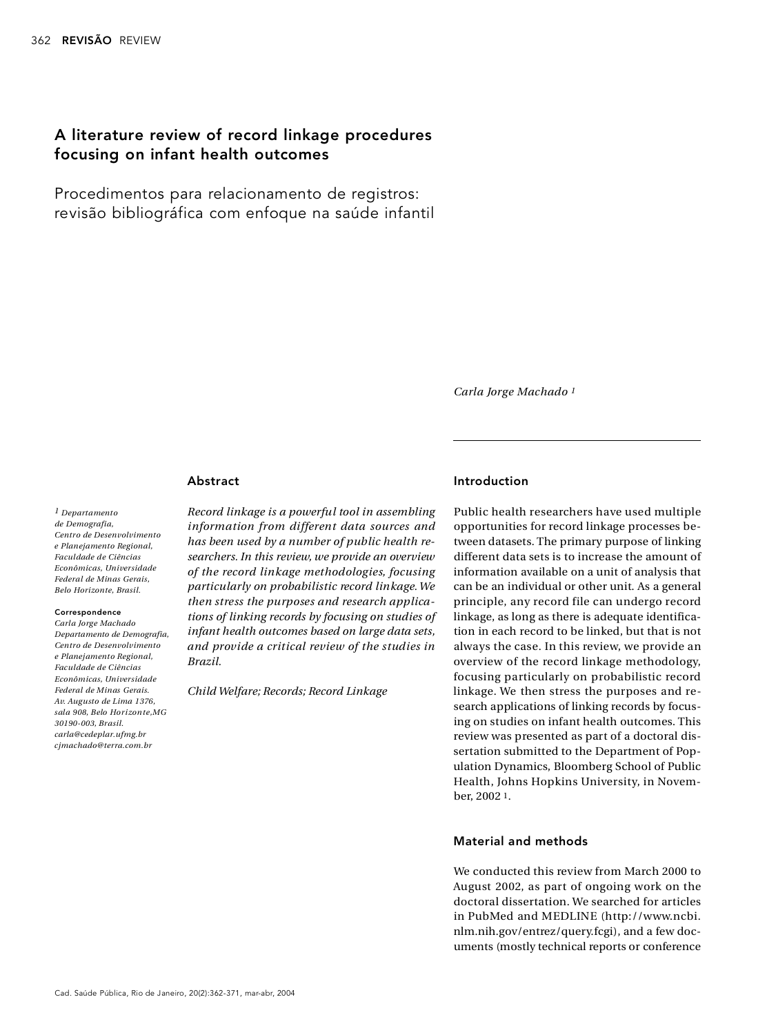# A literature review of record linkage procedures focusing on infant health outcomes

## Procedimentos para relacionamento de registros: revisão bibliográfica com enfoque na saúde infantil

*Carla Jorge Machado* [1]

[1] *Departamento de Demografia, Centro de Desenvolvimento e Planejamento Regional, Faculdade de Ciências Econômicas, Universidade Federal de Minas Gerais, Belo Horizonte, Brasil.*

**Correspondence**
*Carla Jorge Machado*
*Departamento de Demografia, Centro de Desenvolvimento e Planejamento Regional, Faculdade de Ciências Econômicas, Universidade Federal de Minas Gerais.*
*Av. Augusto de Lima 1376, sala 908, Belo Horizonte,MG 30190-003, Brasil.*
*carla@cedeplar.ufmg.br*
*cjmachado@terra.com.br*

### Abstract

*Record linkage is a powerful tool in assembling information from different data sources and has been used by a number of public health researchers. In this review, we provide an overview of the record linkage methodologies, focusing particularly on probabilistic record linkage. We then stress the purposes and research applications of linking records by focusing on studies of infant health outcomes based on large data sets, and provide a critical review of the studies in Brazil.*

*Child Welfare; Records; Record Linkage*

### Introduction

Public health researchers have used multiple opportunities for record linkage processes between datasets. The primary purpose of linking different data sets is to increase the amount of information available on a unit of analysis that can be an individual or other unit. As a general principle, any record file can undergo record linkage, as long as there is adequate identification in each record to be linked, but that is not always the case. In this review, we provide an overview of the record linkage methodology, focusing particularly on probabilistic record linkage. We then stress the purposes and research applications of linking records by focusing on studies on infant health outcomes. This review was presented as part of a doctoral dissertation submitted to the Department of Population Dynamics, Bloomberg School of Public Health, Johns Hopkins University, in November, 2002 [1].

### Material and methods

We conducted this review from March 2000 to August 2002, as part of ongoing work on the doctoral dissertation. We searched for articles in PubMed and MEDLINE (http://www.ncbi.nlm.nih.gov/entrez/query.fcgi), and a few documents (mostly technical reports or conference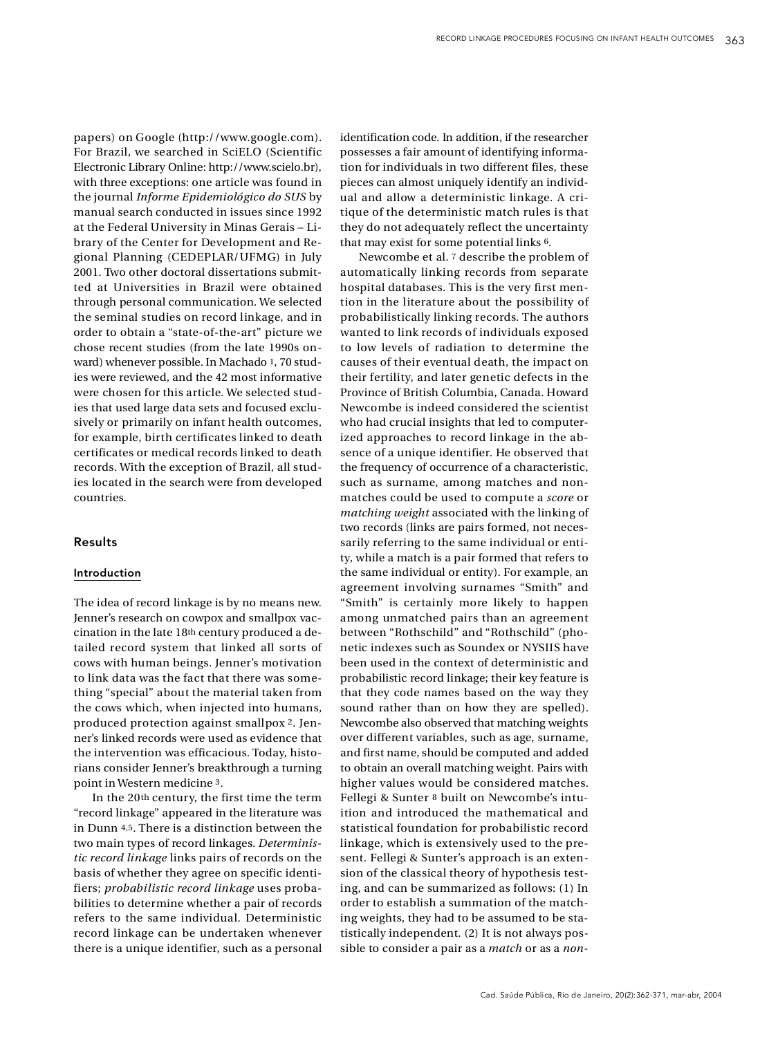papers) on Google (http://www.google.com). For Brazil, we searched in SciELO (Scientific Electronic Library Online: http://www.scielo.br), with three exceptions: one article was found in the journal *Informe Epidemiológico do SUS* by manual search conducted in issues since 1992 at the Federal University in Minas Gerais – Library of the Center for Development and Regional Planning (CEDEPLAR/UFMG) in July 2001. Two other doctoral dissertations submitted at Universities in Brazil were obtained through personal communication. We selected the seminal studies on record linkage, and in order to obtain a "state-of-the-art" picture we chose recent studies (from the late 1990s onward) whenever possible. In Machado [1], 70 studies were reviewed, and the 42 most informative were chosen for this article. We selected studies that used large data sets and focused exclusively or primarily on infant health outcomes, for example, birth certificates linked to death certificates or medical records linked to death records. With the exception of Brazil, all studies located in the search were from developed countries.

## Results

### Introduction

The idea of record linkage is by no means new. Jenner's research on cowpox and smallpox vaccination in the late 18th century produced a detailed record system that linked all sorts of cows with human beings. Jenner's motivation to link data was the fact that there was something "special" about the material taken from the cows which, when injected into humans, produced protection against smallpox [2]. Jenner's linked records were used as evidence that the intervention was efficacious. Today, historians consider Jenner's breakthrough a turning point in Western medicine [3].

In the 20th century, the first time the term "record linkage" appeared in the literature was in Dunn [4,5]. There is a distinction between the two main types of record linkages. *Deterministic record linkage* links pairs of records on the basis of whether they agree on specific identifiers; *probabilistic record linkage* uses probabilities to determine whether a pair of records refers to the same individual. Deterministic record linkage can be undertaken whenever there is a unique identifier, such as a personal identification code. In addition, if the researcher possesses a fair amount of identifying information for individuals in two different files, these pieces can almost uniquely identify an individual and allow a deterministic linkage. A critique of the deterministic match rules is that they do not adequately reflect the uncertainty that may exist for some potential links [6].

Newcombe et al. [7] describe the problem of automatically linking records from separate hospital databases. This is the very first mention in the literature about the possibility of probabilistically linking records. The authors wanted to link records of individuals exposed to low levels of radiation to determine the causes of their eventual death, the impact on their fertility, and later genetic defects in the Province of British Columbia, Canada. Howard Newcombe is indeed considered the scientist who had crucial insights that led to computerized approaches to record linkage in the absence of a unique identifier. He observed that the frequency of occurrence of a characteristic, such as surname, among matches and nonmatches could be used to compute a *score* or *matching weight* associated with the linking of two records (links are pairs formed, not necessarily referring to the same individual or entity, while a match is a pair formed that refers to the same individual or entity). For example, an agreement involving surnames "Smith" and "Smith" is certainly more likely to happen among unmatched pairs than an agreement between "Rothschild" and "Rothschild" (phonetic indexes such as Soundex or NYSIIS have been used in the context of deterministic and probabilistic record linkage; their key feature is that they code names based on the way they sound rather than on how they are spelled). Newcombe also observed that matching weights over different variables, such as age, surname, and first name, should be computed and added to obtain an overall matching weight. Pairs with higher values would be considered matches. Fellegi & Sunter [8] built on Newcombe's intuition and introduced the mathematical and statistical foundation for probabilistic record linkage, which is extensively used to the present. Fellegi & Sunter's approach is an extension of the classical theory of hypothesis testing, and can be summarized as follows: (1) In order to establish a summation of the matching weights, they had to be assumed to be statistically independent. (2) It is not always possible to consider a pair as a *match* or as a *non-*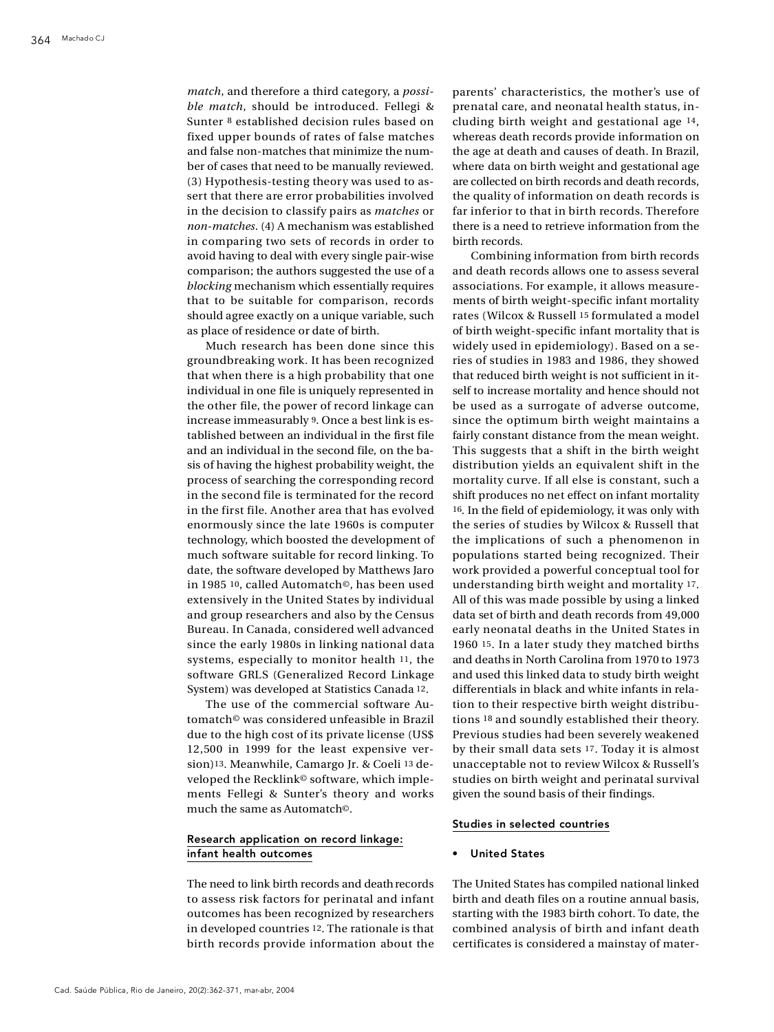*match*, and therefore a third category, a *possible match*, should be introduced. Fellegi & Sunter [8] established decision rules based on fixed upper bounds of rates of false matches and false non-matches that minimize the number of cases that need to be manually reviewed. (3) Hypothesis-testing theory was used to assert that there are error probabilities involved in the decision to classify pairs as *matches* or *non-matches*. (4) A mechanism was established in comparing two sets of records in order to avoid having to deal with every single pair-wise comparison; the authors suggested the use of a *blocking* mechanism which essentially requires that to be suitable for comparison, records should agree exactly on a unique variable, such as place of residence or date of birth.

Much research has been done since this groundbreaking work. It has been recognized that when there is a high probability that one individual in one file is uniquely represented in the other file, the power of record linkage can increase immeasurably [9]. Once a best link is established between an individual in the first file and an individual in the second file, on the basis of having the highest probability weight, the process of searching the corresponding record in the second file is terminated for the record in the first file. Another area that has evolved enormously since the late 1960s is computer technology, which boosted the development of much software suitable for record linking. To date, the software developed by Matthews Jaro in 1985 [10], called Automatch©, has been used extensively in the United States by individual and group researchers and also by the Census Bureau. In Canada, considered well advanced since the early 1980s in linking national data systems, especially to monitor health [11], the software GRLS (Generalized Record Linkage System) was developed at Statistics Canada [12].

The use of the commercial software Automatch© was considered unfeasible in Brazil due to the high cost of its private license (US$ 12,500 in 1999 for the least expensive version)[13]. Meanwhile, Camargo Jr. & Coeli [13] developed the Recklink© software, which implements Fellegi & Sunter's theory and works much the same as Automatch©.

## Research application on record linkage: infant health outcomes

The need to link birth records and death records to assess risk factors for perinatal and infant outcomes has been recognized by researchers in developed countries [12]. The rationale is that birth records provide information about the parents' characteristics, the mother's use of prenatal care, and neonatal health status, including birth weight and gestational age [14], whereas death records provide information on the age at death and causes of death. In Brazil, where data on birth weight and gestational age are collected on birth records and death records, the quality of information on death records is far inferior to that in birth records. Therefore there is a need to retrieve information from the birth records.

Combining information from birth records and death records allows one to assess several associations. For example, it allows measurements of birth weight-specific infant mortality rates (Wilcox & Russell [15] formulated a model of birth weight-specific infant mortality that is widely used in epidemiology). Based on a series of studies in 1983 and 1986, they showed that reduced birth weight is not sufficient in itself to increase mortality and hence should not be used as a surrogate of adverse outcome, since the optimum birth weight maintains a fairly constant distance from the mean weight. This suggests that a shift in the birth weight distribution yields an equivalent shift in the mortality curve. If all else is constant, such a shift produces no net effect on infant mortality [16]. In the field of epidemiology, it was only with the series of studies by Wilcox & Russell that the implications of such a phenomenon in populations started being recognized. Their work provided a powerful conceptual tool for understanding birth weight and mortality [17]. All of this was made possible by using a linked data set of birth and death records from 49,000 early neonatal deaths in the United States in 1960 [15]. In a later study they matched births and deaths in North Carolina from 1970 to 1973 and used this linked data to study birth weight differentials in black and white infants in relation to their respective birth weight distributions [18] and soundly established their theory. Previous studies had been severely weakened by their small data sets [17]. Today it is almost unacceptable not to review Wilcox & Russell's studies on birth weight and perinatal survival given the sound basis of their findings.

## Studies in selected countries

- **United States**

The United States has compiled national linked birth and death files on a routine annual basis, starting with the 1983 birth cohort. To date, the combined analysis of birth and infant death certificates is considered a mainstay of mater-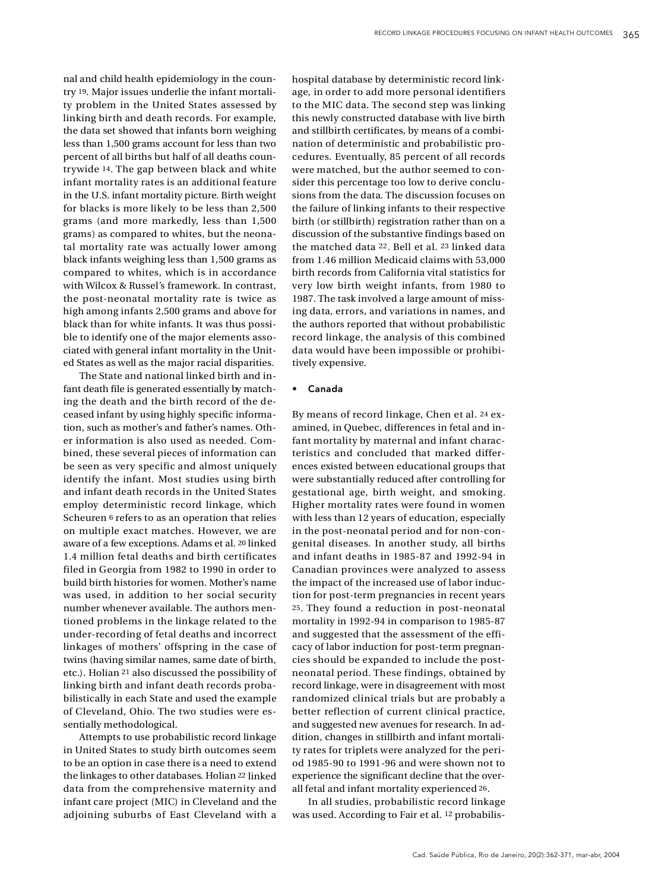nal and child health epidemiology in the country [19]. Major issues underlie the infant mortality problem in the United States assessed by linking birth and death records. For example, the data set showed that infants born weighing less than 1,500 grams account for less than two percent of all births but half of all deaths countrywide [14]. The gap between black and white infant mortality rates is an additional feature in the U.S. infant mortality picture. Birth weight for blacks is more likely to be less than 2,500 grams (and more markedly, less than 1,500 grams) as compared to whites, but the neonatal mortality rate was actually lower among black infants weighing less than 1,500 grams as compared to whites, which is in accordance with Wilcox & Russel's framework. In contrast, the post-neonatal mortality rate is twice as high among infants 2,500 grams and above for black than for white infants. It was thus possible to identify one of the major elements associated with general infant mortality in the United States as well as the major racial disparities.

The State and national linked birth and infant death file is generated essentially by matching the death and the birth record of the deceased infant by using highly specific information, such as mother's and father's names. Other information is also used as needed. Combined, these several pieces of information can be seen as very specific and almost uniquely identify the infant. Most studies using birth and infant death records in the United States employ deterministic record linkage, which Scheuren [6] refers to as an operation that relies on multiple exact matches. However, we are aware of a few exceptions. Adams et al. [20] linked 1.4 million fetal deaths and birth certificates filed in Georgia from 1982 to 1990 in order to build birth histories for women. Mother's name was used, in addition to her social security number whenever available. The authors mentioned problems in the linkage related to the under-recording of fetal deaths and incorrect linkages of mothers' offspring in the case of twins (having similar names, same date of birth, etc.). Holian [21] also discussed the possibility of linking birth and infant death records probabilistically in each State and used the example of Cleveland, Ohio. The two studies were essentially methodological.

Attempts to use probabilistic record linkage in United States to study birth outcomes seem to be an option in case there is a need to extend the linkages to other databases. Holian [22] linked data from the comprehensive maternity and infant care project (MIC) in Cleveland and the adjoining suburbs of East Cleveland with a hospital database by deterministic record linkage, in order to add more personal identifiers to the MIC data. The second step was linking this newly constructed database with live birth and stillbirth certificates, by means of a combination of deterministic and probabilistic procedures. Eventually, 85 percent of all records were matched, but the author seemed to consider this percentage too low to derive conclusions from the data. The discussion focuses on the failure of linking infants to their respective birth (or stillbirth) registration rather than on a discussion of the substantive findings based on the matched data [22]. Bell et al. [23] linked data from 1.46 million Medicaid claims with 53,000 birth records from California vital statistics for very low birth weight infants, from 1980 to 1987. The task involved a large amount of missing data, errors, and variations in names, and the authors reported that without probabilistic record linkage, the analysis of this combined data would have been impossible or prohibitively expensive.

- **Canada**

By means of record linkage, Chen et al. [24] examined, in Quebec, differences in fetal and infant mortality by maternal and infant characteristics and concluded that marked differences existed between educational groups that were substantially reduced after controlling for gestational age, birth weight, and smoking. Higher mortality rates were found in women with less than 12 years of education, especially in the post-neonatal period and for non-congenital diseases. In another study, all births and infant deaths in 1985-87 and 1992-94 in Canadian provinces were analyzed to assess the impact of the increased use of labor induction for post-term pregnancies in recent years [25]. They found a reduction in post-neonatal mortality in 1992-94 in comparison to 1985-87 and suggested that the assessment of the efficacy of labor induction for post-term pregnancies should be expanded to include the post-neonatal period. These findings, obtained by record linkage, were in disagreement with most randomized clinical trials but are probably a better reflection of current clinical practice, and suggested new avenues for research. In addition, changes in stillbirth and infant mortality rates for triplets were analyzed for the period 1985-90 to 1991-96 and were shown not to experience the significant decline that the overall fetal and infant mortality experienced [26].

In all studies, probabilistic record linkage was used. According to Fair et al. [12] probabilis-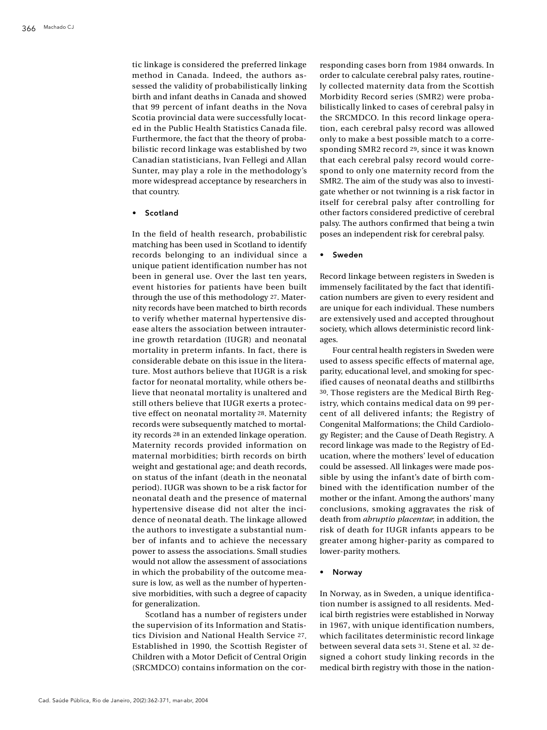tic linkage is considered the preferred linkage method in Canada. Indeed, the authors assessed the validity of probabilistically linking birth and infant deaths in Canada and showed that 99 percent of infant deaths in the Nova Scotia provincial data were successfully located in the Public Health Statistics Canada file. Furthermore, the fact that the theory of probabilistic record linkage was established by two Canadian statisticians, Ivan Fellegi and Allan Sunter, may play a role in the methodology's more widespread acceptance by researchers in that country.

- **Scotland**

In the field of health research, probabilistic matching has been used in Scotland to identify records belonging to an individual since a unique patient identification number has not been in general use. Over the last ten years, event histories for patients have been built through the use of this methodology [27]. Maternity records have been matched to birth records to verify whether maternal hypertensive disease alters the association between intrauterine growth retardation (IUGR) and neonatal mortality in preterm infants. In fact, there is considerable debate on this issue in the literature. Most authors believe that IUGR is a risk factor for neonatal mortality, while others believe that neonatal mortality is unaltered and still others believe that IUGR exerts a protective effect on neonatal mortality [28]. Maternity records were subsequently matched to mortality records [28] in an extended linkage operation. Maternity records provided information on maternal morbidities; birth records on birth weight and gestational age; and death records, on status of the infant (death in the neonatal period). IUGR was shown to be a risk factor for neonatal death and the presence of maternal hypertensive disease did not alter the incidence of neonatal death. The linkage allowed the authors to investigate a substantial number of infants and to achieve the necessary power to assess the associations. Small studies would not allow the assessment of associations in which the probability of the outcome measure is low, as well as the number of hypertensive morbidities, with such a degree of capacity for generalization.

Scotland has a number of registers under the supervision of its Information and Statistics Division and National Health Service [27]. Established in 1990, the Scottish Register of Children with a Motor Deficit of Central Origin (SRCMDCO) contains information on the corresponding cases born from 1984 onwards. In order to calculate cerebral palsy rates, routinely collected maternity data from the Scottish Morbidity Record series (SMR2) were probabilistically linked to cases of cerebral palsy in the SRCMDCO. In this record linkage operation, each cerebral palsy record was allowed only to make a best possible match to a corresponding SMR2 record [29], since it was known that each cerebral palsy record would correspond to only one maternity record from the SMR2. The aim of the study was also to investigate whether or not twinning is a risk factor in itself for cerebral palsy after controlling for other factors considered predictive of cerebral palsy. The authors confirmed that being a twin poses an independent risk for cerebral palsy.

- **Sweden**

Record linkage between registers in Sweden is immensely facilitated by the fact that identification numbers are given to every resident and are unique for each individual. These numbers are extensively used and accepted throughout society, which allows deterministic record linkages.

Four central health registers in Sweden were used to assess specific effects of maternal age, parity, educational level, and smoking for specified causes of neonatal deaths and stillbirths [30]. Those registers are the Medical Birth Registry, which contains medical data on 99 percent of all delivered infants; the Registry of Congenital Malformations; the Child Cardiology Register; and the Cause of Death Registry. A record linkage was made to the Registry of Education, where the mothers' level of education could be assessed. All linkages were made possible by using the infant's date of birth combined with the identification number of the mother or the infant. Among the authors' many conclusions, smoking aggravates the risk of death from *abruptio placentae*; in addition, the risk of death for IUGR infants appears to be greater among higher-parity as compared to lower-parity mothers.

- **Norway**

In Norway, as in Sweden, a unique identification number is assigned to all residents. Medical birth registries were established in Norway in 1967, with unique identification numbers, which facilitates deterministic record linkage between several data sets [31]. Stene et al. [32] designed a cohort study linking records in the medical birth registry with those in the nation-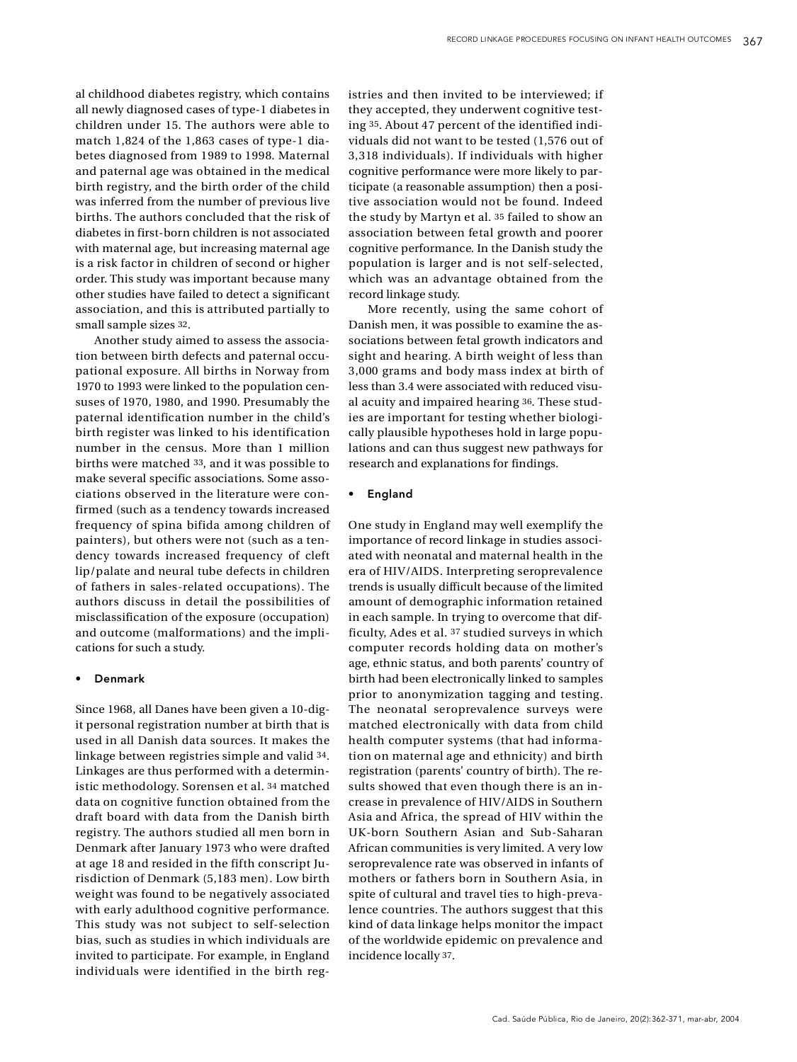al childhood diabetes registry, which contains all newly diagnosed cases of type-1 diabetes in children under 15. The authors were able to match 1,824 of the 1,863 cases of type-1 diabetes diagnosed from 1989 to 1998. Maternal and paternal age was obtained in the medical birth registry, and the birth order of the child was inferred from the number of previous live births. The authors concluded that the risk of diabetes in first-born children is not associated with maternal age, but increasing maternal age is a risk factor in children of second or higher order. This study was important because many other studies have failed to detect a significant association, and this is attributed partially to small sample sizes [32].

Another study aimed to assess the association between birth defects and paternal occupational exposure. All births in Norway from 1970 to 1993 were linked to the population censuses of 1970, 1980, and 1990. Presumably the paternal identification number in the child's birth register was linked to his identification number in the census. More than 1 million births were matched [33], and it was possible to make several specific associations. Some associations observed in the literature were confirmed (such as a tendency towards increased frequency of spina bifida among children of painters), but others were not (such as a tendency towards increased frequency of cleft lip/palate and neural tube defects in children of fathers in sales-related occupations). The authors discuss in detail the possibilities of misclassification of the exposure (occupation) and outcome (malformations) and the implications for such a study.

- **Denmark**

Since 1968, all Danes have been given a 10-digit personal registration number at birth that is used in all Danish data sources. It makes the linkage between registries simple and valid [34]. Linkages are thus performed with a deterministic methodology. Sorensen et al. [34] matched data on cognitive function obtained from the draft board with data from the Danish birth registry. The authors studied all men born in Denmark after January 1973 who were drafted at age 18 and resided in the fifth conscript Jurisdiction of Denmark (5,183 men). Low birth weight was found to be negatively associated with early adulthood cognitive performance. This study was not subject to self-selection bias, such as studies in which individuals are invited to participate. For example, in England individuals were identified in the birth registries and then invited to be interviewed; if they accepted, they underwent cognitive testing [35]. About 47 percent of the identified individuals did not want to be tested (1,576 out of 3,318 individuals). If individuals with higher cognitive performance were more likely to participate (a reasonable assumption) then a positive association would not be found. Indeed the study by Martyn et al. [35] failed to show an association between fetal growth and poorer cognitive performance. In the Danish study the population is larger and is not self-selected, which was an advantage obtained from the record linkage study.

More recently, using the same cohort of Danish men, it was possible to examine the associations between fetal growth indicators and sight and hearing. A birth weight of less than 3,000 grams and body mass index at birth of less than 3.4 were associated with reduced visual acuity and impaired hearing [36]. These studies are important for testing whether biologically plausible hypotheses hold in large populations and can thus suggest new pathways for research and explanations for findings.

- **England**

One study in England may well exemplify the importance of record linkage in studies associated with neonatal and maternal health in the era of HIV/AIDS. Interpreting seroprevalence trends is usually difficult because of the limited amount of demographic information retained in each sample. In trying to overcome that difficulty, Ades et al. [37] studied surveys in which computer records holding data on mother's age, ethnic status, and both parents' country of birth had been electronically linked to samples prior to anonymization tagging and testing. The neonatal seroprevalence surveys were matched electronically with data from child health computer systems (that had information on maternal age and ethnicity) and birth registration (parents' country of birth). The results showed that even though there is an increase in prevalence of HIV/AIDS in Southern Asia and Africa, the spread of HIV within the UK-born Southern Asian and Sub-Saharan African communities is very limited. A very low seroprevalence rate was observed in infants of mothers or fathers born in Southern Asia, in spite of cultural and travel ties to high-prevalence countries. The authors suggest that this kind of data linkage helps monitor the impact of the worldwide epidemic on prevalence and incidence locally [37].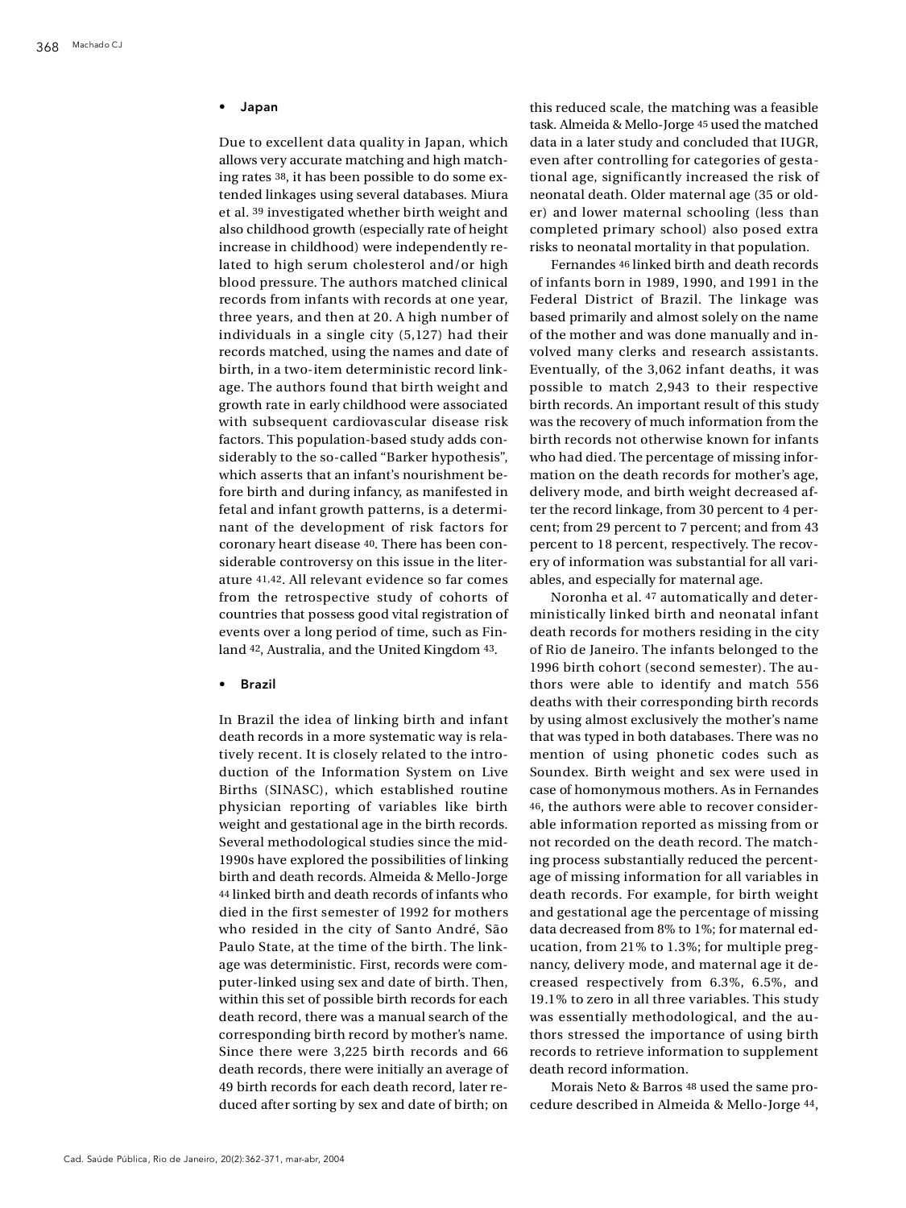- **Japan**

Due to excellent data quality in Japan, which allows very accurate matching and high matching rates [38], it has been possible to do some extended linkages using several databases. Miura et al. [39] investigated whether birth weight and also childhood growth (especially rate of height increase in childhood) were independently related to high serum cholesterol and/or high blood pressure. The authors matched clinical records from infants with records at one year, three years, and then at 20. A high number of individuals in a single city (5,127) had their records matched, using the names and date of birth, in a two-item deterministic record linkage. The authors found that birth weight and growth rate in early childhood were associated with subsequent cardiovascular disease risk factors. This population-based study adds considerably to the so-called "Barker hypothesis", which asserts that an infant's nourishment before birth and during infancy, as manifested in fetal and infant growth patterns, is a determinant of the development of risk factors for coronary heart disease [40]. There has been considerable controversy on this issue in the literature [41,42]. All relevant evidence so far comes from the retrospective study of cohorts of countries that possess good vital registration of events over a long period of time, such as Finland [42], Australia, and the United Kingdom [43].

- **Brazil**

In Brazil the idea of linking birth and infant death records in a more systematic way is relatively recent. It is closely related to the introduction of the Information System on Live Births (SINASC), which established routine physician reporting of variables like birth weight and gestational age in the birth records. Several methodological studies since the mid-1990s have explored the possibilities of linking birth and death records. Almeida & Mello-Jorge [44] linked birth and death records of infants who died in the first semester of 1992 for mothers who resided in the city of Santo André, São Paulo State, at the time of the birth. The linkage was deterministic. First, records were computer-linked using sex and date of birth. Then, within this set of possible birth records for each death record, there was a manual search of the corresponding birth record by mother's name. Since there were 3,225 birth records and 66 death records, there were initially an average of 49 birth records for each death record, later reduced after sorting by sex and date of birth; on this reduced scale, the matching was a feasible task. Almeida & Mello-Jorge [45] used the matched data in a later study and concluded that IUGR, even after controlling for categories of gestational age, significantly increased the risk of neonatal death. Older maternal age (35 or older) and lower maternal schooling (less than completed primary school) also posed extra risks to neonatal mortality in that population.

Fernandes [46] linked birth and death records of infants born in 1989, 1990, and 1991 in the Federal District of Brazil. The linkage was based primarily and almost solely on the name of the mother and was done manually and involved many clerks and research assistants. Eventually, of the 3,062 infant deaths, it was possible to match 2,943 to their respective birth records. An important result of this study was the recovery of much information from the birth records not otherwise known for infants who had died. The percentage of missing information on the death records for mother's age, delivery mode, and birth weight decreased after the record linkage, from 30 percent to 4 percent; from 29 percent to 7 percent; and from 43 percent to 18 percent, respectively. The recovery of information was substantial for all variables, and especially for maternal age.

Noronha et al. [47] automatically and deterministically linked birth and neonatal infant death records for mothers residing in the city of Rio de Janeiro. The infants belonged to the 1996 birth cohort (second semester). The authors were able to identify and match 556 deaths with their corresponding birth records by using almost exclusively the mother's name that was typed in both databases. There was no mention of using phonetic codes such as Soundex. Birth weight and sex were used in case of homonymous mothers. As in Fernandes [46], the authors were able to recover considerable information reported as missing from or not recorded on the death record. The matching process substantially reduced the percentage of missing information for all variables in death records. For example, for birth weight and gestational age the percentage of missing data decreased from 8% to 1%; for maternal education, from 21% to 1.3%; for multiple pregnancy, delivery mode, and maternal age it decreased respectively from 6.3%, 6.5%, and 19.1% to zero in all three variables. This study was essentially methodological, and the authors stressed the importance of using birth records to retrieve information to supplement death record information.

Morais Neto & Barros [48] used the same procedure described in Almeida & Mello-Jorge [44],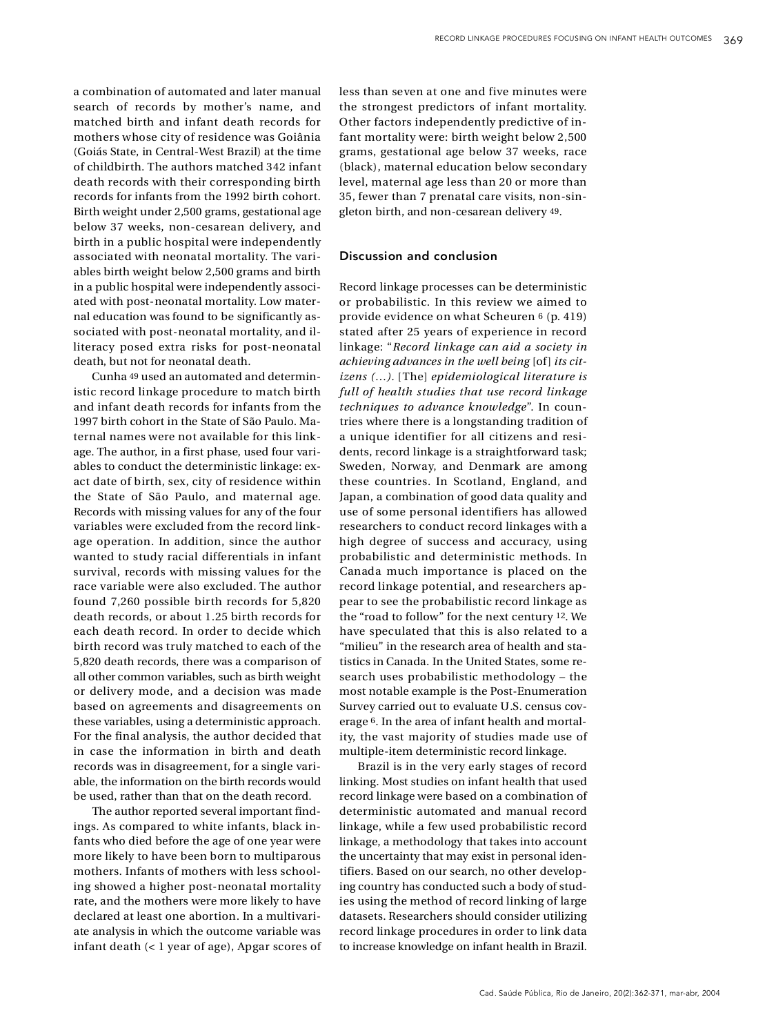a combination of automated and later manual search of records by mother's name, and matched birth and infant death records for mothers whose city of residence was Goiânia (Goiás State, in Central-West Brazil) at the time of childbirth. The authors matched 342 infant death records with their corresponding birth records for infants from the 1992 birth cohort. Birth weight under 2,500 grams, gestational age below 37 weeks, non-cesarean delivery, and birth in a public hospital were independently associated with neonatal mortality. The variables birth weight below 2,500 grams and birth in a public hospital were independently associated with post-neonatal mortality. Low maternal education was found to be significantly associated with post-neonatal mortality, and illiteracy posed extra risks for post-neonatal death, but not for neonatal death.

Cunha [49] used an automated and deterministic record linkage procedure to match birth and infant death records for infants from the 1997 birth cohort in the State of São Paulo. Maternal names were not available for this linkage. The author, in a first phase, used four variables to conduct the deterministic linkage: exact date of birth, sex, city of residence within the State of São Paulo, and maternal age. Records with missing values for any of the four variables were excluded from the record linkage operation. In addition, since the author wanted to study racial differentials in infant survival, records with missing values for the race variable were also excluded. The author found 7,260 possible birth records for 5,820 death records, or about 1.25 birth records for each death record. In order to decide which birth record was truly matched to each of the 5,820 death records, there was a comparison of all other common variables, such as birth weight or delivery mode, and a decision was made based on agreements and disagreements on these variables, using a deterministic approach. For the final analysis, the author decided that in case the information in birth and death records was in disagreement, for a single variable, the information on the birth records would be used, rather than that on the death record.

The author reported several important findings. As compared to white infants, black infants who died before the age of one year were more likely to have been born to multiparous mothers. Infants of mothers with less schooling showed a higher post-neonatal mortality rate, and the mothers were more likely to have declared at least one abortion. In a multivariate analysis in which the outcome variable was infant death (< 1 year of age), Apgar scores of less than seven at one and five minutes were the strongest predictors of infant mortality. Other factors independently predictive of infant mortality were: birth weight below 2,500 grams, gestational age below 37 weeks, race (black), maternal education below secondary level, maternal age less than 20 or more than 35, fewer than 7 prenatal care visits, non-singleton birth, and non-cesarean delivery [49].

## Discussion and conclusion

Record linkage processes can be deterministic or probabilistic. In this review we aimed to provide evidence on what Scheuren [6] (p. 419) stated after 25 years of experience in record linkage: "*Record linkage can aid a society in achieving advances in the well being* [of] *its citizens (...).* [The] *epidemiological literature is full of health studies that use record linkage techniques to advance knowledge*". In countries where there is a longstanding tradition of a unique identifier for all citizens and residents, record linkage is a straightforward task; Sweden, Norway, and Denmark are among these countries. In Scotland, England, and Japan, a combination of good data quality and use of some personal identifiers has allowed researchers to conduct record linkages with a high degree of success and accuracy, using probabilistic and deterministic methods. In Canada much importance is placed on the record linkage potential, and researchers appear to see the probabilistic record linkage as the "road to follow" for the next century [12]. We have speculated that this is also related to a "milieu" in the research area of health and statistics in Canada. In the United States, some research uses probabilistic methodology – the most notable example is the Post-Enumeration Survey carried out to evaluate U.S. census coverage [6]. In the area of infant health and mortality, the vast majority of studies made use of multiple-item deterministic record linkage.

Brazil is in the very early stages of record linking. Most studies on infant health that used record linkage were based on a combination of deterministic automated and manual record linkage, while a few used probabilistic record linkage, a methodology that takes into account the uncertainty that may exist in personal identifiers. Based on our search, no other developing country has conducted such a body of studies using the method of record linking of large datasets. Researchers should consider utilizing record linkage procedures in order to link data to increase knowledge on infant health in Brazil.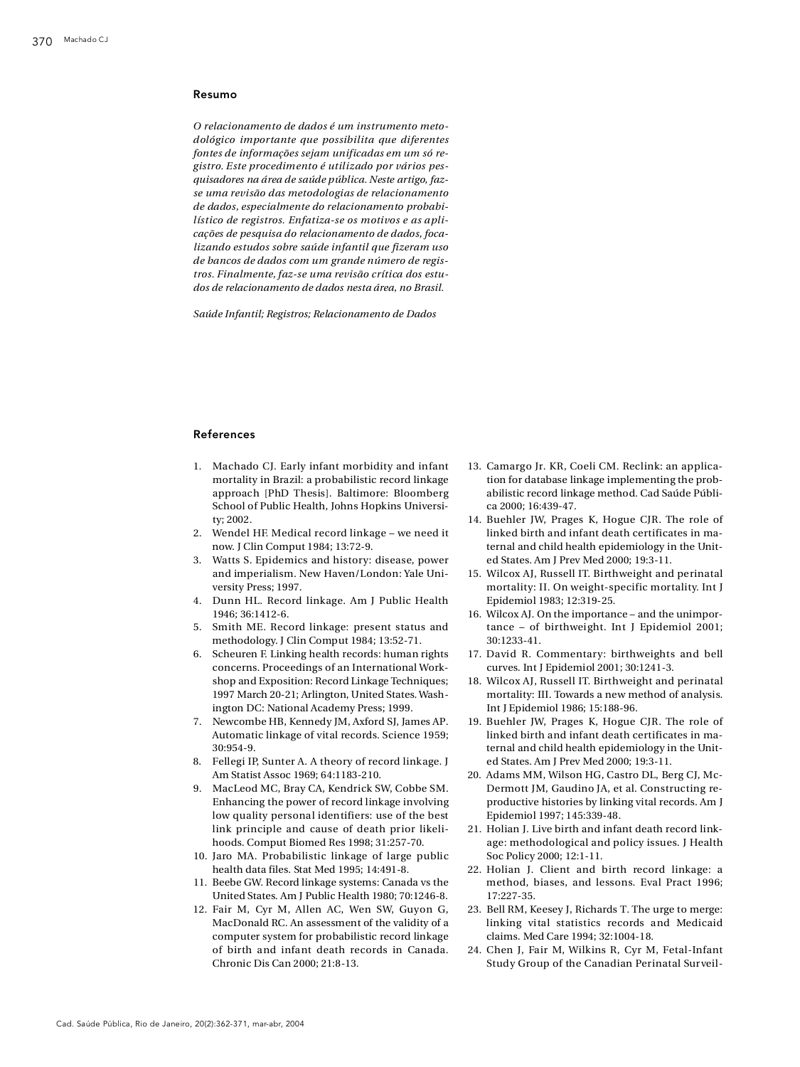## Resumo

*O relacionamento de dados é um instrumento metodológico importante que possibilita que diferentes fontes de informações sejam unificadas em um só registro. Este procedimento é utilizado por vários pesquisadores na área de saúde pública. Neste artigo, faz-se uma revisão das metodologias de relacionamento de dados, especialmente do relacionamento probabilístico de registros. Enfatiza-se os motivos e as aplicações de pesquisa do relacionamento de dados, focalizando estudos sobre saúde infantil que fizeram uso de bancos de dados com um grande número de registros. Finalmente, faz-se uma revisão crítica dos estudos de relacionamento de dados nesta área, no Brasil.*

*Saúde Infantil; Registros; Relacionamento de Dados*

## References

1. Machado CJ. Early infant morbidity and infant mortality in Brazil: a probabilistic record linkage approach [PhD Thesis]. Baltimore: Bloomberg School of Public Health, Johns Hopkins University; 2002.
2. Wendel HF. Medical record linkage – we need it now. J Clin Comput 1984; 13:72-9.
3. Watts S. Epidemics and history: disease, power and imperialism. New Haven/London: Yale University Press; 1997.
4. Dunn HL. Record linkage. Am J Public Health 1946; 36:1412-6.
5. Smith ME. Record linkage: present status and methodology. J Clin Comput 1984; 13:52-71.
6. Scheuren F. Linking health records: human rights concerns. Proceedings of an International Workshop and Exposition: Record Linkage Techniques; 1997 March 20-21; Arlington, United States. Washington DC: National Academy Press; 1999.
7. Newcombe HB, Kennedy JM, Axford SJ, James AP. Automatic linkage of vital records. Science 1959; 30:954-9.
8. Fellegi IP, Sunter A. A theory of record linkage. J Am Statist Assoc 1969; 64:1183-210.
9. MacLeod MC, Bray CA, Kendrick SW, Cobbe SM. Enhancing the power of record linkage involving low quality personal identifiers: use of the best link principle and cause of death prior likelihoods. Comput Biomed Res 1998; 31:257-70.
10. Jaro MA. Probabilistic linkage of large public health data files. Stat Med 1995; 14:491-8.
11. Beebe GW. Record linkage systems: Canada vs the United States. Am J Public Health 1980; 70:1246-8.
12. Fair M, Cyr M, Allen AC, Wen SW, Guyon G, MacDonald RC. An assessment of the validity of a computer system for probabilistic record linkage of birth and infant death records in Canada. Chronic Dis Can 2000; 21:8-13.
13. Camargo Jr. KR, Coeli CM. Reclink: an application for database linkage implementing the probabilistic record linkage method. Cad Saúde Pública 2000; 16:439-47.
14. Buehler JW, Prages K, Hogue CJR. The role of linked birth and infant death certificates in maternal and child health epidemiology in the United States. Am J Prev Med 2000; 19:3-11.
15. Wilcox AJ, Russell IT. Birthweight and perinatal mortality: II. On weight-specific mortality. Int J Epidemiol 1983; 12:319-25.
16. Wilcox AJ. On the importance – and the unimportance – of birthweight. Int J Epidemiol 2001; 30:1233-41.
17. David R. Commentary: birthweights and bell curves. Int J Epidemiol 2001; 30:1241-3.
18. Wilcox AJ, Russell IT. Birthweight and perinatal mortality: III. Towards a new method of analysis. Int J Epidemiol 1986; 15:188-96.
19. Buehler JW, Prages K, Hogue CJR. The role of linked birth and infant death certificates in maternal and child health epidemiology in the United States. Am J Prev Med 2000; 19:3-11.
20. Adams MM, Wilson HG, Castro DL, Berg CJ, McDermott JM, Gaudino JA, et al. Constructing reproductive histories by linking vital records. Am J Epidemiol 1997; 145:339-48.
21. Holian J. Live birth and infant death record linkage: methodological and policy issues. J Health Soc Policy 2000; 12:1-11.
22. Holian J. Client and birth record linkage: a method, biases, and lessons. Eval Pract 1996; 17:227-35.
23. Bell RM, Keesey J, Richards T. The urge to merge: linking vital statistics records and Medicaid claims. Med Care 1994; 32:1004-18.
24. Chen J, Fair M, Wilkins R, Cyr M, Fetal-Infant Study Group of the Canadian Perinatal Surveil-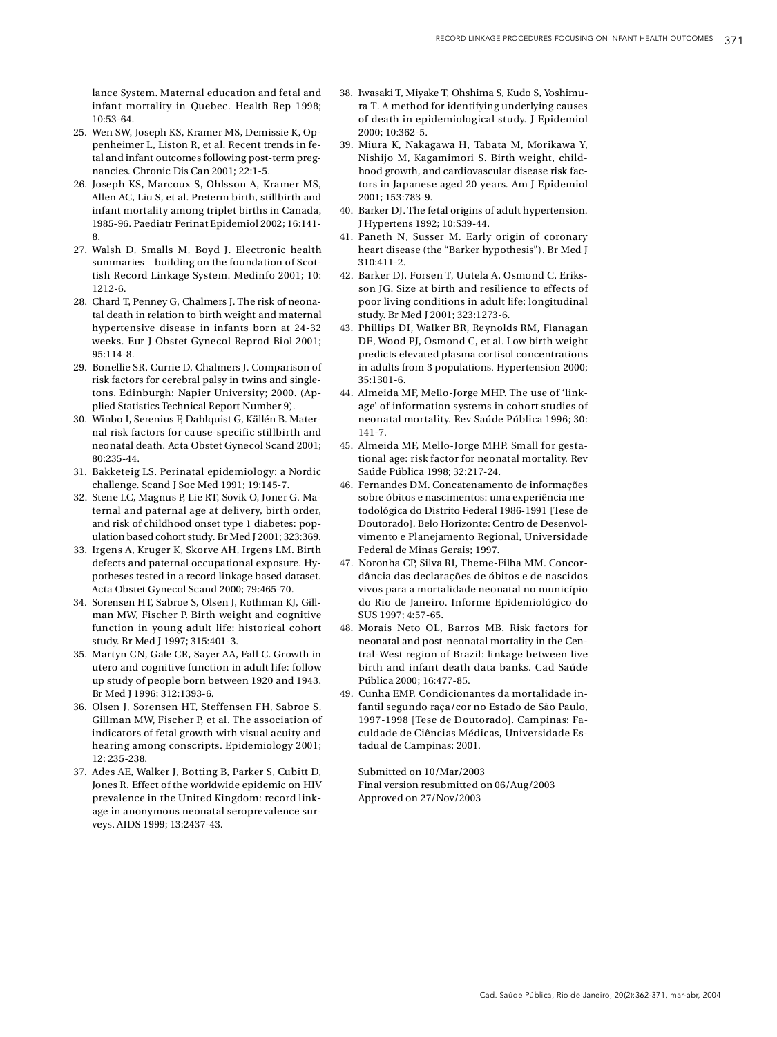lance System. Maternal education and fetal and infant mortality in Quebec. Health Rep 1998; 10:53-64.

25. Wen SW, Joseph KS, Kramer MS, Demissie K, Oppenheimer L, Liston R, et al. Recent trends in fetal and infant outcomes following post-term pregnancies. Chronic Dis Can 2001; 22:1-5.
26. Joseph KS, Marcoux S, Ohlsson A, Kramer MS, Allen AC, Liu S, et al. Preterm birth, stillbirth and infant mortality among triplet births in Canada, 1985-96. Paediatr Perinat Epidemiol 2002; 16:141-8.
27. Walsh D, Smalls M, Boyd J. Electronic health summaries – building on the foundation of Scottish Record Linkage System. Medinfo 2001; 10: 1212-6.
28. Chard T, Penney G, Chalmers J. The risk of neonatal death in relation to birth weight and maternal hypertensive disease in infants born at 24-32 weeks. Eur J Obstet Gynecol Reprod Biol 2001; 95:114-8.
29. Bonellie SR, Currie D, Chalmers J. Comparison of risk factors for cerebral palsy in twins and singletons. Edinburgh: Napier University; 2000. (Applied Statistics Technical Report Number 9).
30. Winbo I, Serenius F, Dahlquist G, Källén B. Maternal risk factors for cause-specific stillbirth and neonatal death. Acta Obstet Gynecol Scand 2001; 80:235-44.
31. Bakketeig LS. Perinatal epidemiology: a Nordic challenge. Scand J Soc Med 1991; 19:145-7.
32. Stene LC, Magnus P, Lie RT, Sovik O, Joner G. Maternal and paternal age at delivery, birth order, and risk of childhood onset type 1 diabetes: population based cohort study. Br Med J 2001; 323:369.
33. Irgens A, Kruger K, Skorve AH, Irgens LM. Birth defects and paternal occupational exposure. Hypotheses tested in a record linkage based dataset. Acta Obstet Gynecol Scand 2000; 79:465-70.
34. Sorensen HT, Sabroe S, Olsen J, Rothman KJ, Gillman MW, Fischer P. Birth weight and cognitive function in young adult life: historical cohort study. Br Med J 1997; 315:401-3.
35. Martyn CN, Gale CR, Sayer AA, Fall C. Growth in utero and cognitive function in adult life: follow up study of people born between 1920 and 1943. Br Med J 1996; 312:1393-6.
36. Olsen J, Sorensen HT, Steffensen FH, Sabroe S, Gillman MW, Fischer P, et al. The association of indicators of fetal growth with visual acuity and hearing among conscripts. Epidemiology 2001; 12: 235-238.
37. Ades AE, Walker J, Botting B, Parker S, Cubitt D, Jones R. Effect of the worldwide epidemic on HIV prevalence in the United Kingdom: record linkage in anonymous neonatal seroprevalence surveys. AIDS 1999; 13:2437-43.
38. Iwasaki T, Miyake T, Ohshima S, Kudo S, Yoshimura T. A method for identifying underlying causes of death in epidemiological study. J Epidemiol 2000; 10:362-5.
39. Miura K, Nakagawa H, Tabata M, Morikawa Y, Nishijo M, Kagamimori S. Birth weight, childhood growth, and cardiovascular disease risk factors in Japanese aged 20 years. Am J Epidemiol 2001; 153:783-9.
40. Barker DJ. The fetal origins of adult hypertension. J Hypertens 1992; 10:S39-44.
41. Paneth N, Susser M. Early origin of coronary heart disease (the "Barker hypothesis"). Br Med J 310:411-2.
42. Barker DJ, Forsen T, Uutela A, Osmond C, Eriksson JG. Size at birth and resilience to effects of poor living conditions in adult life: longitudinal study. Br Med J 2001; 323:1273-6.
43. Phillips DI, Walker BR, Reynolds RM, Flanagan DE, Wood PJ, Osmond C, et al. Low birth weight predicts elevated plasma cortisol concentrations in adults from 3 populations. Hypertension 2000; 35:1301-6.
44. Almeida MF, Mello-Jorge MHP. The use of 'linkage' of information systems in cohort studies of neonatal mortality. Rev Saúde Pública 1996; 30: 141-7.
45. Almeida MF, Mello-Jorge MHP. Small for gestational age: risk factor for neonatal mortality. Rev Saúde Pública 1998; 32:217-24.
46. Fernandes DM. Concatenamento de informações sobre óbitos e nascimentos: uma experiência metodológica do Distrito Federal 1986-1991 [Tese de Doutorado]. Belo Horizonte: Centro de Desenvolvimento e Planejamento Regional, Universidade Federal de Minas Gerais; 1997.
47. Noronha CP, Silva RI, Theme-Filha MM. Concordância das declarações de óbitos e de nascidos vivos para a mortalidade neonatal no município do Rio de Janeiro. Informe Epidemiológico do SUS 1997; 4:57-65.
48. Morais Neto OL, Barros MB. Risk factors for neonatal and post-neonatal mortality in the Central-West region of Brazil: linkage between live birth and infant death data banks. Cad Saúde Pública 2000; 16:477-85.
49. Cunha EMP. Condicionantes da mortalidade infantil segundo raça/cor no Estado de São Paulo, 1997-1998 [Tese de Doutorado]. Campinas: Faculdade de Ciências Médicas, Universidade Estadual de Campinas; 2001.

---

Submitted on 10/Mar/2003
Final version resubmitted on 06/Aug/2003
Approved on 27/Nov/2003